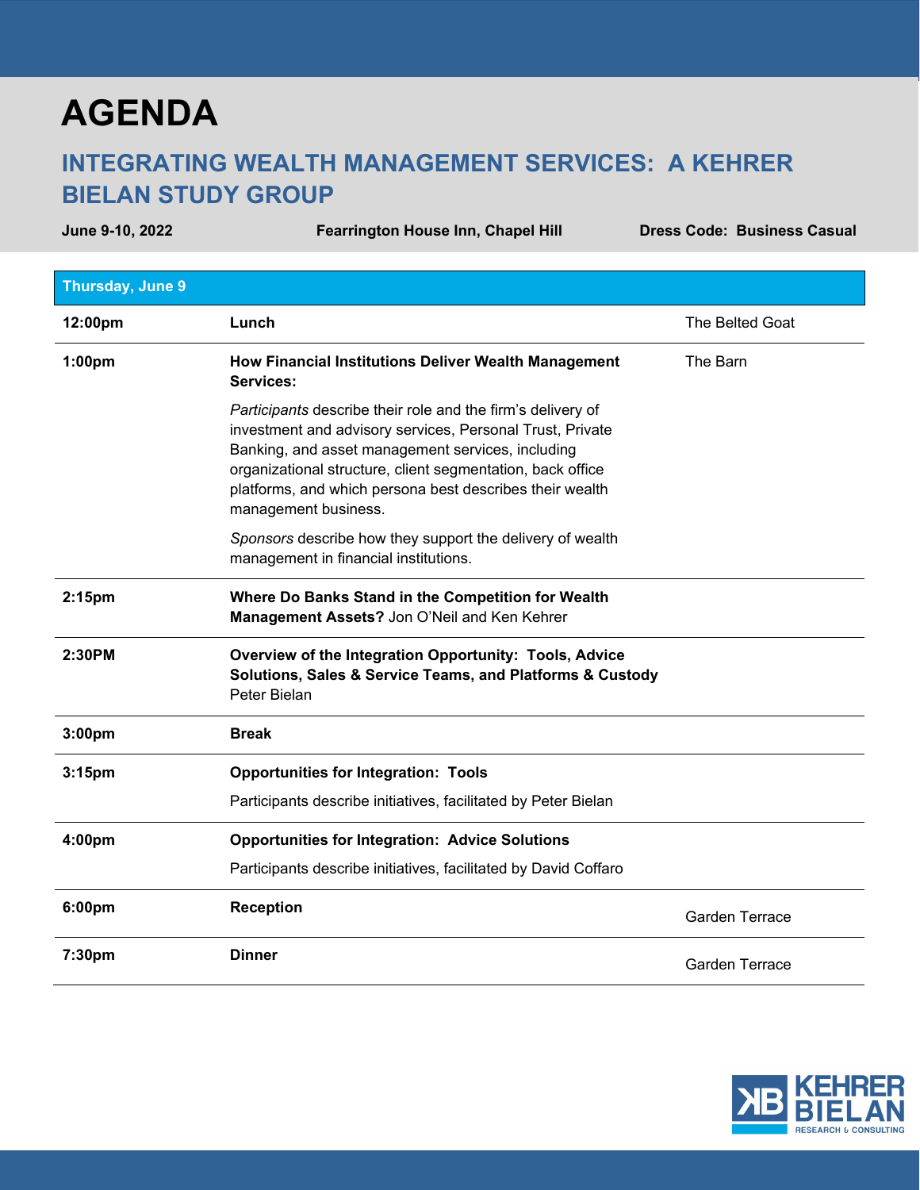# AGENDA

## INTEGRATING WEALTH MANAGEMENT SERVICES: A KEHRER BIELAN STUDY GROUP

**June 9-10, 2022** | **Fearrington House Inn, Chapel Hill** | **Dress Code: Business Casual**

| **Thursday, June 9** | | |
|---|---|---|
| **12:00pm** | **Lunch** | The Belted Goat |
| **1:00pm** | **How Financial Institutions Deliver Wealth Management Services:**<br><br>*Participants* describe their role and the firm's delivery of investment and advisory services, Personal Trust, Private Banking, and asset management services, including organizational structure, client segmentation, back office platforms, and which persona best describes their wealth management business.<br><br>*Sponsors* describe how they support the delivery of wealth management in financial institutions. | The Barn |
| **2:15pm** | **Where Do Banks Stand in the Competition for Wealth Management Assets?** Jon O'Neil and Ken Kehrer | |
| **2:30PM** | **Overview of the Integration Opportunity: Tools, Advice Solutions, Sales & Service Teams, and Platforms & Custody** Peter Bielan | |
| **3:00pm** | **Break** | |
| **3:15pm** | **Opportunities for Integration: Tools**<br><br>Participants describe initiatives, facilitated by Peter Bielan | |
| **4:00pm** | **Opportunities for Integration: Advice Solutions**<br><br>Participants describe initiatives, facilitated by David Coffaro | |
| **6:00pm** | **Reception** | Garden Terrace |
| **7:30pm** | **Dinner** | Garden Terrace |

KEHRER BIELAN
RESEARCH & CONSULTING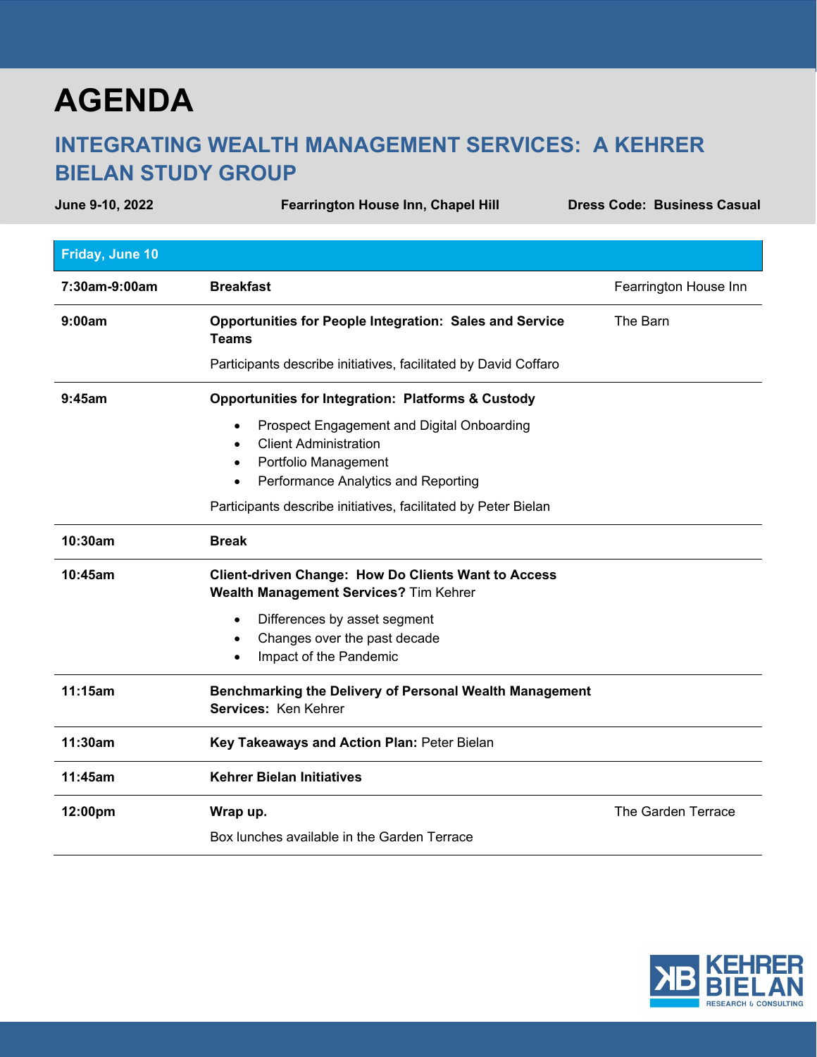# AGENDA

## INTEGRATING WEALTH MANAGEMENT SERVICES: A KEHRER BIELAN STUDY GROUP

**June 9-10, 2022** | **Fearrington House Inn, Chapel Hill** | **Dress Code: Business Casual**

| Friday, June 10 | | |
|---|---|---|
| **7:30am-9:00am** | **Breakfast** | Fearrington House Inn |
| **9:00am** | **Opportunities for People Integration: Sales and Service Teams**<br><br>Participants describe initiatives, facilitated by David Coffaro | The Barn |
| **9:45am** | **Opportunities for Integration: Platforms & Custody**<br><br>• Prospect Engagement and Digital Onboarding<br>• Client Administration<br>• Portfolio Management<br>• Performance Analytics and Reporting<br><br>Participants describe initiatives, facilitated by Peter Bielan | |
| **10:30am** | **Break** | |
| **10:45am** | **Client-driven Change: How Do Clients Want to Access Wealth Management Services?** Tim Kehrer<br><br>• Differences by asset segment<br>• Changes over the past decade<br>• Impact of the Pandemic | |
| **11:15am** | **Benchmarking the Delivery of Personal Wealth Management Services:** Ken Kehrer | |
| **11:30am** | **Key Takeaways and Action Plan:** Peter Bielan | |
| **11:45am** | **Kehrer Bielan Initiatives** | |
| **12:00pm** | **Wrap up.**<br><br>Box lunches available in the Garden Terrace | The Garden Terrace |

KEHRER BIELAN
RESEARCH & CONSULTING